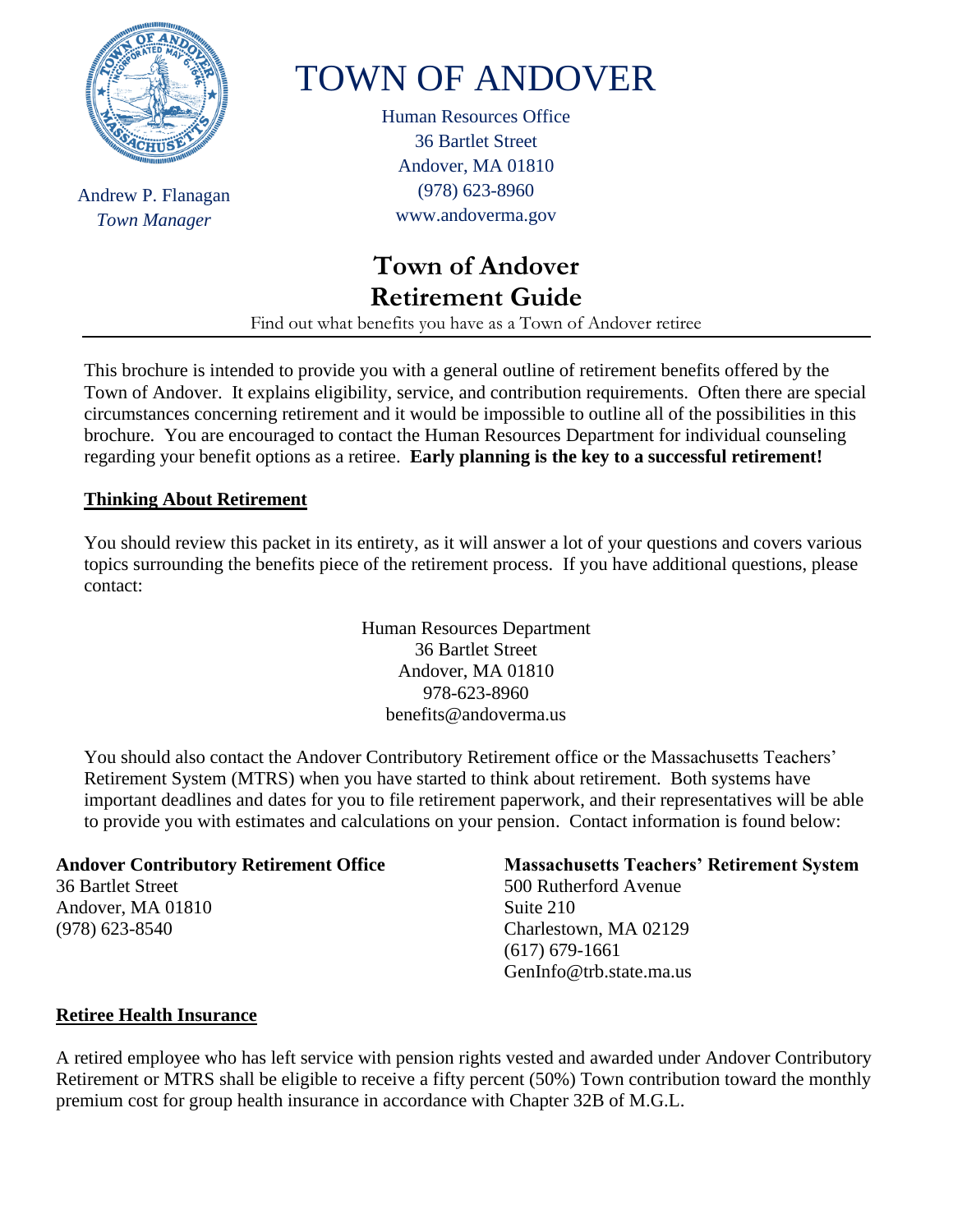# TOWN OF ANDOVER

Andrew P. Flanagan
*Town Manager*

Human Resources Office
36 Bartlet Street
Andover, MA 01810
(978) 623-8960
www.andoverma.gov

## Town of Andover
## Retirement Guide

Find out what benefits you have as a Town of Andover retiree

---

This brochure is intended to provide you with a general outline of retirement benefits offered by the Town of Andover. It explains eligibility, service, and contribution requirements. Often there are special circumstances concerning retirement and it would be impossible to outline all of the possibilities in this brochure. You are encouraged to contact the Human Resources Department for individual counseling regarding your benefit options as a retiree. **Early planning is the key to a successful retirement!**

### Thinking About Retirement

You should review this packet in its entirety, as it will answer a lot of your questions and covers various topics surrounding the benefits piece of the retirement process. If you have additional questions, please contact:

Human Resources Department
36 Bartlet Street
Andover, MA 01810
978-623-8960
benefits@andoverma.us

You should also contact the Andover Contributory Retirement office or the Massachusetts Teachers' Retirement System (MTRS) when you have started to think about retirement. Both systems have important deadlines and dates for you to file retirement paperwork, and their representatives will be able to provide you with estimates and calculations on your pension. Contact information is found below:

**Andover Contributory Retirement Office**
36 Bartlet Street
Andover, MA 01810
(978) 623-8540

**Massachusetts Teachers' Retirement System**
500 Rutherford Avenue
Suite 210
Charlestown, MA 02129
(617) 679-1661
GenInfo@trb.state.ma.us

### Retiree Health Insurance

A retired employee who has left service with pension rights vested and awarded under Andover Contributory Retirement or MTRS shall be eligible to receive a fifty percent (50%) Town contribution toward the monthly premium cost for group health insurance in accordance with Chapter 32B of M.G.L.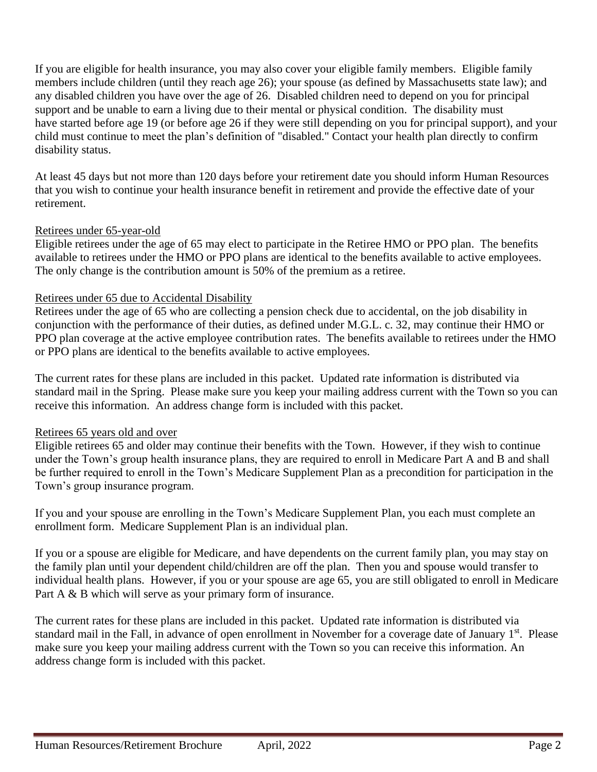If you are eligible for health insurance, you may also cover your eligible family members. Eligible family members include children (until they reach age 26); your spouse (as defined by Massachusetts state law); and any disabled children you have over the age of 26. Disabled children need to depend on you for principal support and be unable to earn a living due to their mental or physical condition. The disability must have started before age 19 (or before age 26 if they were still depending on you for principal support), and your child must continue to meet the plan's definition of "disabled." Contact your health plan directly to confirm disability status.

At least 45 days but not more than 120 days before your retirement date you should inform Human Resources that you wish to continue your health insurance benefit in retirement and provide the effective date of your retirement.

<u>Retirees under 65-year-old</u>

Eligible retirees under the age of 65 may elect to participate in the Retiree HMO or PPO plan. The benefits available to retirees under the HMO or PPO plans are identical to the benefits available to active employees. The only change is the contribution amount is 50% of the premium as a retiree.

<u>Retirees under 65 due to Accidental Disability</u>

Retirees under the age of 65 who are collecting a pension check due to accidental, on the job disability in conjunction with the performance of their duties, as defined under M.G.L. c. 32, may continue their HMO or PPO plan coverage at the active employee contribution rates. The benefits available to retirees under the HMO or PPO plans are identical to the benefits available to active employees.

The current rates for these plans are included in this packet. Updated rate information is distributed via standard mail in the Spring. Please make sure you keep your mailing address current with the Town so you can receive this information. An address change form is included with this packet.

<u>Retirees 65 years old and over</u>

Eligible retirees 65 and older may continue their benefits with the Town. However, if they wish to continue under the Town's group health insurance plans, they are required to enroll in Medicare Part A and B and shall be further required to enroll in the Town's Medicare Supplement Plan as a precondition for participation in the Town's group insurance program.

If you and your spouse are enrolling in the Town's Medicare Supplement Plan, you each must complete an enrollment form. Medicare Supplement Plan is an individual plan.

If you or a spouse are eligible for Medicare, and have dependents on the current family plan, you may stay on the family plan until your dependent child/children are off the plan. Then you and spouse would transfer to individual health plans. However, if you or your spouse are age 65, you are still obligated to enroll in Medicare Part A & B which will serve as your primary form of insurance.

The current rates for these plans are included in this packet. Updated rate information is distributed via standard mail in the Fall, in advance of open enrollment in November for a coverage date of January 1st. Please make sure you keep your mailing address current with the Town so you can receive this information. An address change form is included with this packet.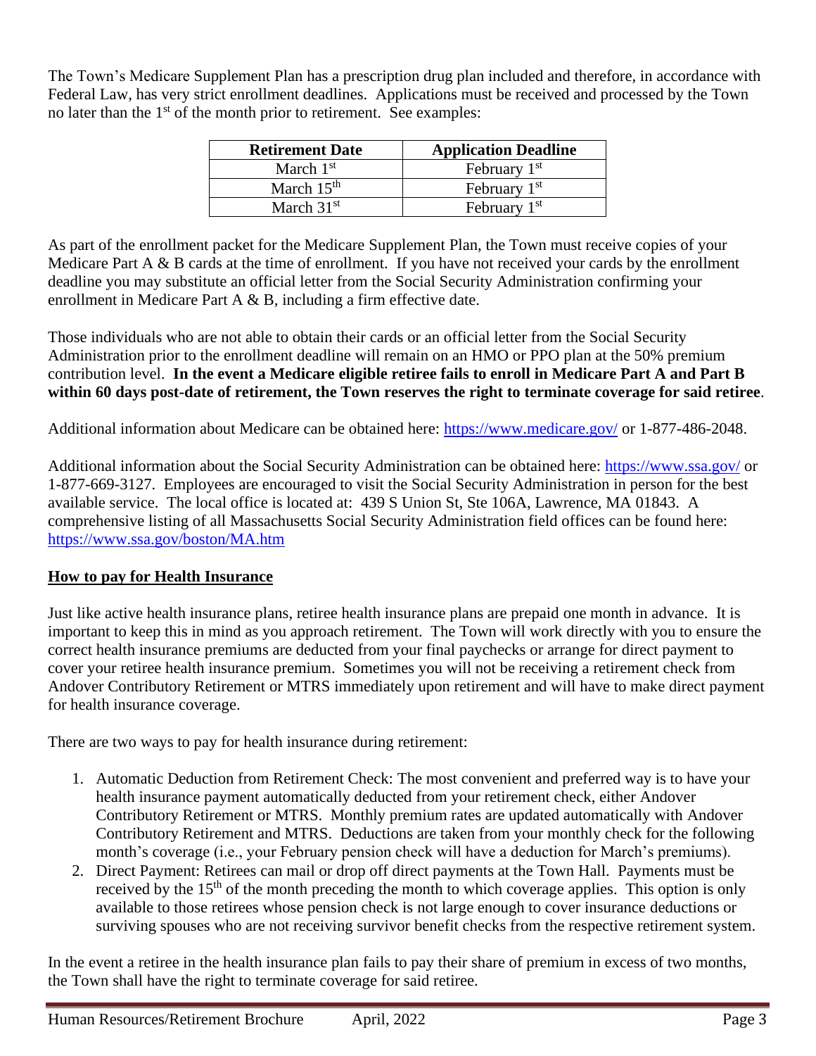The Town's Medicare Supplement Plan has a prescription drug plan included and therefore, in accordance with Federal Law, has very strict enrollment deadlines. Applications must be received and processed by the Town no later than the 1st of the month prior to retirement. See examples:

| Retirement Date | Application Deadline |
|---|---|
| March 1st | February 1st |
| March 15th | February 1st |
| March 31st | February 1st |

As part of the enrollment packet for the Medicare Supplement Plan, the Town must receive copies of your Medicare Part A & B cards at the time of enrollment. If you have not received your cards by the enrollment deadline you may substitute an official letter from the Social Security Administration confirming your enrollment in Medicare Part A & B, including a firm effective date.

Those individuals who are not able to obtain their cards or an official letter from the Social Security Administration prior to the enrollment deadline will remain on an HMO or PPO plan at the 50% premium contribution level. **In the event a Medicare eligible retiree fails to enroll in Medicare Part A and Part B within 60 days post-date of retirement, the Town reserves the right to terminate coverage for said retiree**.

Additional information about Medicare can be obtained here: https://www.medicare.gov/ or 1-877-486-2048.

Additional information about the Social Security Administration can be obtained here: https://www.ssa.gov/ or 1-877-669-3127. Employees are encouraged to visit the Social Security Administration in person for the best available service. The local office is located at: 439 S Union St, Ste 106A, Lawrence, MA 01843. A comprehensive listing of all Massachusetts Social Security Administration field offices can be found here: https://www.ssa.gov/boston/MA.htm

## How to pay for Health Insurance

Just like active health insurance plans, retiree health insurance plans are prepaid one month in advance. It is important to keep this in mind as you approach retirement. The Town will work directly with you to ensure the correct health insurance premiums are deducted from your final paychecks or arrange for direct payment to cover your retiree health insurance premium. Sometimes you will not be receiving a retirement check from Andover Contributory Retirement or MTRS immediately upon retirement and will have to make direct payment for health insurance coverage.

There are two ways to pay for health insurance during retirement:

1. Automatic Deduction from Retirement Check: The most convenient and preferred way is to have your health insurance payment automatically deducted from your retirement check, either Andover Contributory Retirement or MTRS. Monthly premium rates are updated automatically with Andover Contributory Retirement and MTRS. Deductions are taken from your monthly check for the following month's coverage (i.e., your February pension check will have a deduction for March's premiums).
2. Direct Payment: Retirees can mail or drop off direct payments at the Town Hall. Payments must be received by the 15th of the month preceding the month to which coverage applies. This option is only available to those retirees whose pension check is not large enough to cover insurance deductions or surviving spouses who are not receiving survivor benefit checks from the respective retirement system.

In the event a retiree in the health insurance plan fails to pay their share of premium in excess of two months, the Town shall have the right to terminate coverage for said retiree.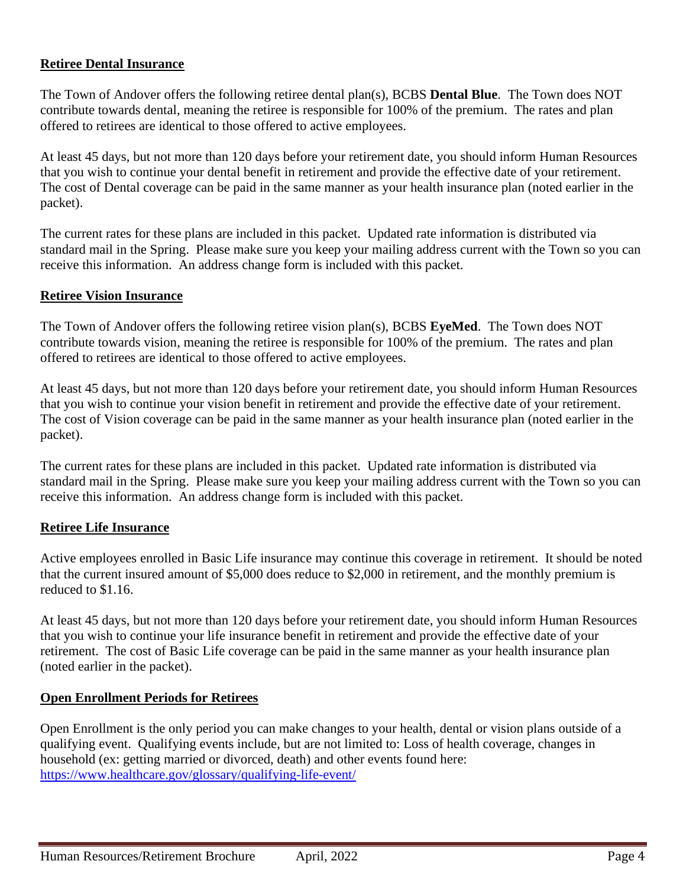## Retiree Dental Insurance

The Town of Andover offers the following retiree dental plan(s), BCBS **Dental Blue**. The Town does NOT contribute towards dental, meaning the retiree is responsible for 100% of the premium. The rates and plan offered to retirees are identical to those offered to active employees.

At least 45 days, but not more than 120 days before your retirement date, you should inform Human Resources that you wish to continue your dental benefit in retirement and provide the effective date of your retirement. The cost of Dental coverage can be paid in the same manner as your health insurance plan (noted earlier in the packet).

The current rates for these plans are included in this packet. Updated rate information is distributed via standard mail in the Spring. Please make sure you keep your mailing address current with the Town so you can receive this information. An address change form is included with this packet.

## Retiree Vision Insurance

The Town of Andover offers the following retiree vision plan(s), BCBS **EyeMed**. The Town does NOT contribute towards vision, meaning the retiree is responsible for 100% of the premium. The rates and plan offered to retirees are identical to those offered to active employees.

At least 45 days, but not more than 120 days before your retirement date, you should inform Human Resources that you wish to continue your vision benefit in retirement and provide the effective date of your retirement. The cost of Vision coverage can be paid in the same manner as your health insurance plan (noted earlier in the packet).

The current rates for these plans are included in this packet. Updated rate information is distributed via standard mail in the Spring. Please make sure you keep your mailing address current with the Town so you can receive this information. An address change form is included with this packet.

## Retiree Life Insurance

Active employees enrolled in Basic Life insurance may continue this coverage in retirement. It should be noted that the current insured amount of $5,000 does reduce to $2,000 in retirement, and the monthly premium is reduced to $1.16.

At least 45 days, but not more than 120 days before your retirement date, you should inform Human Resources that you wish to continue your life insurance benefit in retirement and provide the effective date of your retirement. The cost of Basic Life coverage can be paid in the same manner as your health insurance plan (noted earlier in the packet).

## Open Enrollment Periods for Retirees

Open Enrollment is the only period you can make changes to your health, dental or vision plans outside of a qualifying event. Qualifying events include, but are not limited to: Loss of health coverage, changes in household (ex: getting married or divorced, death) and other events found here: https://www.healthcare.gov/glossary/qualifying-life-event/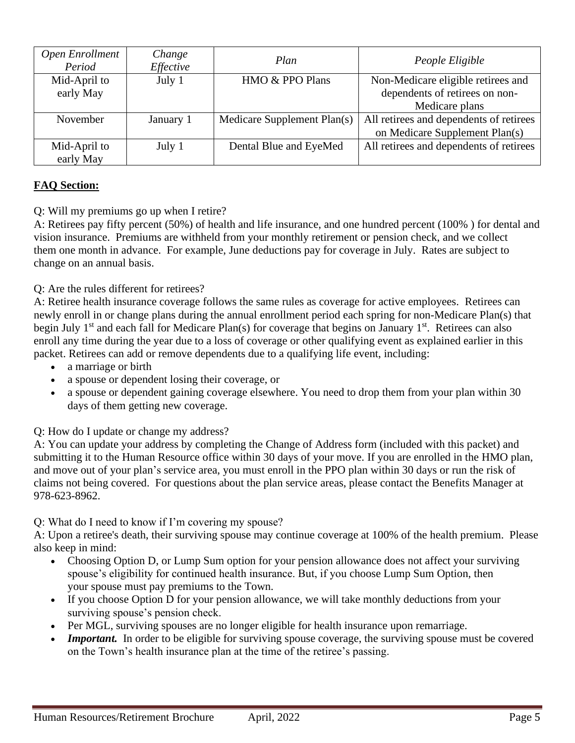| *Open Enrollment Period* | *Change Effective* | *Plan* | *People Eligible* |
|---|---|---|---|
| Mid-April to early May | July 1 | HMO & PPO Plans | Non-Medicare eligible retirees and dependents of retirees on non-Medicare plans |
| November | January 1 | Medicare Supplement Plan(s) | All retirees and dependents of retirees on Medicare Supplement Plan(s) |
| Mid-April to early May | July 1 | Dental Blue and EyeMed | All retirees and dependents of retirees |

**FAQ Section:**

Q: Will my premiums go up when I retire?
A: Retirees pay fifty percent (50%) of health and life insurance, and one hundred percent (100% ) for dental and vision insurance. Premiums are withheld from your monthly retirement or pension check, and we collect them one month in advance. For example, June deductions pay for coverage in July. Rates are subject to change on an annual basis.

Q: Are the rules different for retirees?
A: Retiree health insurance coverage follows the same rules as coverage for active employees. Retirees can newly enroll in or change plans during the annual enrollment period each spring for non-Medicare Plan(s) that begin July 1st and each fall for Medicare Plan(s) for coverage that begins on January 1st. Retirees can also enroll any time during the year due to a loss of coverage or other qualifying event as explained earlier in this packet. Retirees can add or remove dependents due to a qualifying life event, including:

- a marriage or birth
- a spouse or dependent losing their coverage, or
- a spouse or dependent gaining coverage elsewhere. You need to drop them from your plan within 30 days of them getting new coverage.

Q: How do I update or change my address?
A: You can update your address by completing the Change of Address form (included with this packet) and submitting it to the Human Resource office within 30 days of your move. If you are enrolled in the HMO plan, and move out of your plan's service area, you must enroll in the PPO plan within 30 days or run the risk of claims not being covered. For questions about the plan service areas, please contact the Benefits Manager at 978-623-8962.

Q: What do I need to know if I'm covering my spouse?
A: Upon a retiree's death, their surviving spouse may continue coverage at 100% of the health premium. Please also keep in mind:

- Choosing Option D, or Lump Sum option for your pension allowance does not affect your surviving spouse's eligibility for continued health insurance. But, if you choose Lump Sum Option, then your spouse must pay premiums to the Town.
- If you choose Option D for your pension allowance, we will take monthly deductions from your surviving spouse's pension check.
- Per MGL, surviving spouses are no longer eligible for health insurance upon remarriage.
- ***Important.*** In order to be eligible for surviving spouse coverage, the surviving spouse must be covered on the Town's health insurance plan at the time of the retiree's passing.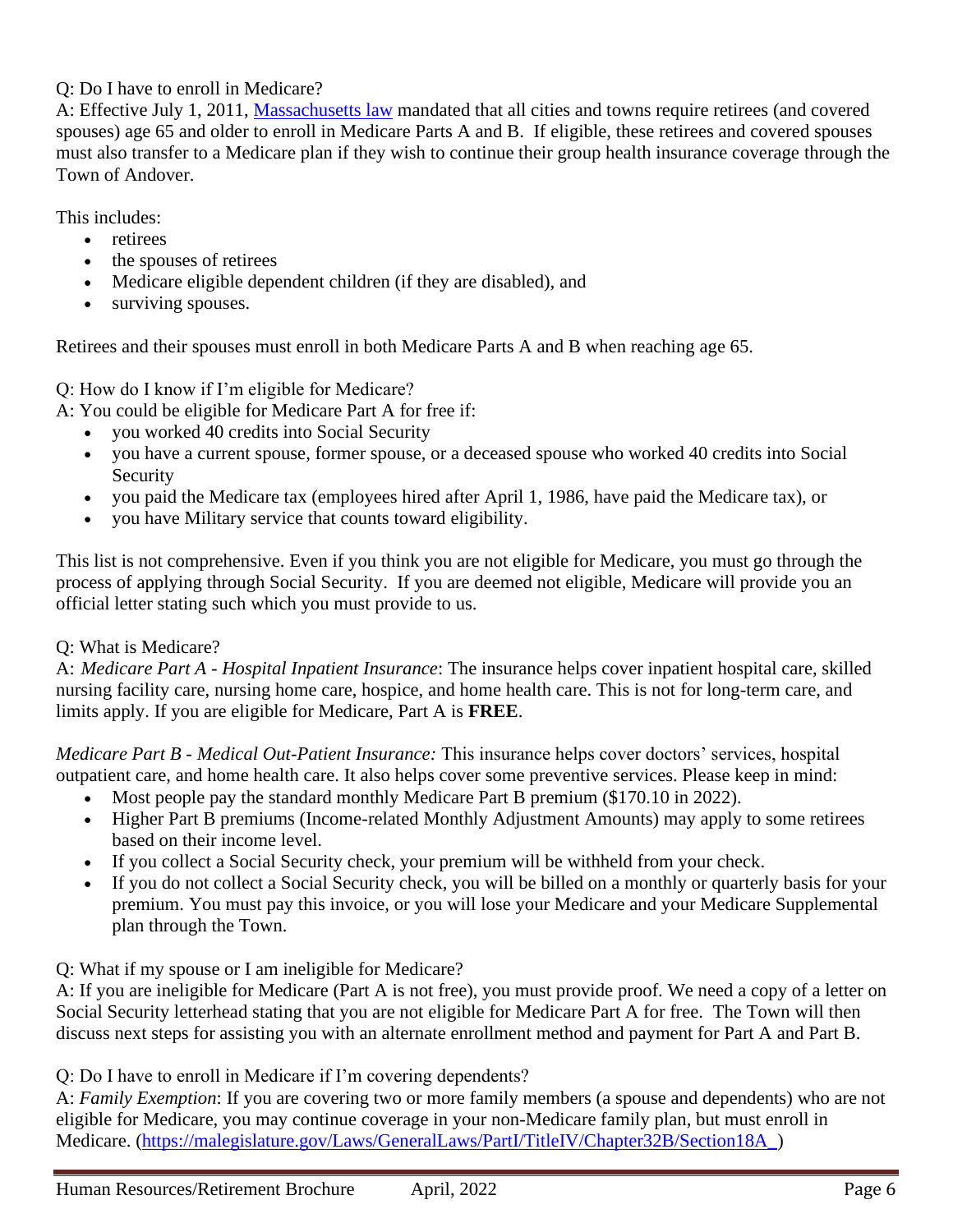Q: Do I have to enroll in Medicare?

A: Effective July 1, 2011, [Massachusetts law](https://malegislature.gov/Laws/GeneralLaws/PartI/TitleIV/Chapter32B/Section18A_) mandated that all cities and towns require retirees (and covered spouses) age 65 and older to enroll in Medicare Parts A and B. If eligible, these retirees and covered spouses must also transfer to a Medicare plan if they wish to continue their group health insurance coverage through the Town of Andover.

This includes:

- retirees
- the spouses of retirees
- Medicare eligible dependent children (if they are disabled), and
- surviving spouses.

Retirees and their spouses must enroll in both Medicare Parts A and B when reaching age 65.

Q: How do I know if I'm eligible for Medicare?

A: You could be eligible for Medicare Part A for free if:

- you worked 40 credits into Social Security
- you have a current spouse, former spouse, or a deceased spouse who worked 40 credits into Social Security
- you paid the Medicare tax (employees hired after April 1, 1986, have paid the Medicare tax), or
- you have Military service that counts toward eligibility.

This list is not comprehensive. Even if you think you are not eligible for Medicare, you must go through the process of applying through Social Security. If you are deemed not eligible, Medicare will provide you an official letter stating such which you must provide to us.

Q: What is Medicare?

A: *Medicare Part A - Hospital Inpatient Insurance*: The insurance helps cover inpatient hospital care, skilled nursing facility care, nursing home care, hospice, and home health care. This is not for long-term care, and limits apply. If you are eligible for Medicare, Part A is **FREE**.

*Medicare Part B - Medical Out-Patient Insurance:* This insurance helps cover doctors' services, hospital outpatient care, and home health care. It also helps cover some preventive services. Please keep in mind:

- Most people pay the standard monthly Medicare Part B premium ($170.10 in 2022).
- Higher Part B premiums (Income-related Monthly Adjustment Amounts) may apply to some retirees based on their income level.
- If you collect a Social Security check, your premium will be withheld from your check.
- If you do not collect a Social Security check, you will be billed on a monthly or quarterly basis for your premium. You must pay this invoice, or you will lose your Medicare and your Medicare Supplemental plan through the Town.

Q: What if my spouse or I am ineligible for Medicare?

A: If you are ineligible for Medicare (Part A is not free), you must provide proof. We need a copy of a letter on Social Security letterhead stating that you are not eligible for Medicare Part A for free. The Town will then discuss next steps for assisting you with an alternate enrollment method and payment for Part A and Part B.

Q: Do I have to enroll in Medicare if I'm covering dependents?

A: *Family Exemption*: If you are covering two or more family members (a spouse and dependents) who are not eligible for Medicare, you may continue coverage in your non-Medicare family plan, but must enroll in Medicare. (https://malegislature.gov/Laws/GeneralLaws/PartI/TitleIV/Chapter32B/Section18A_)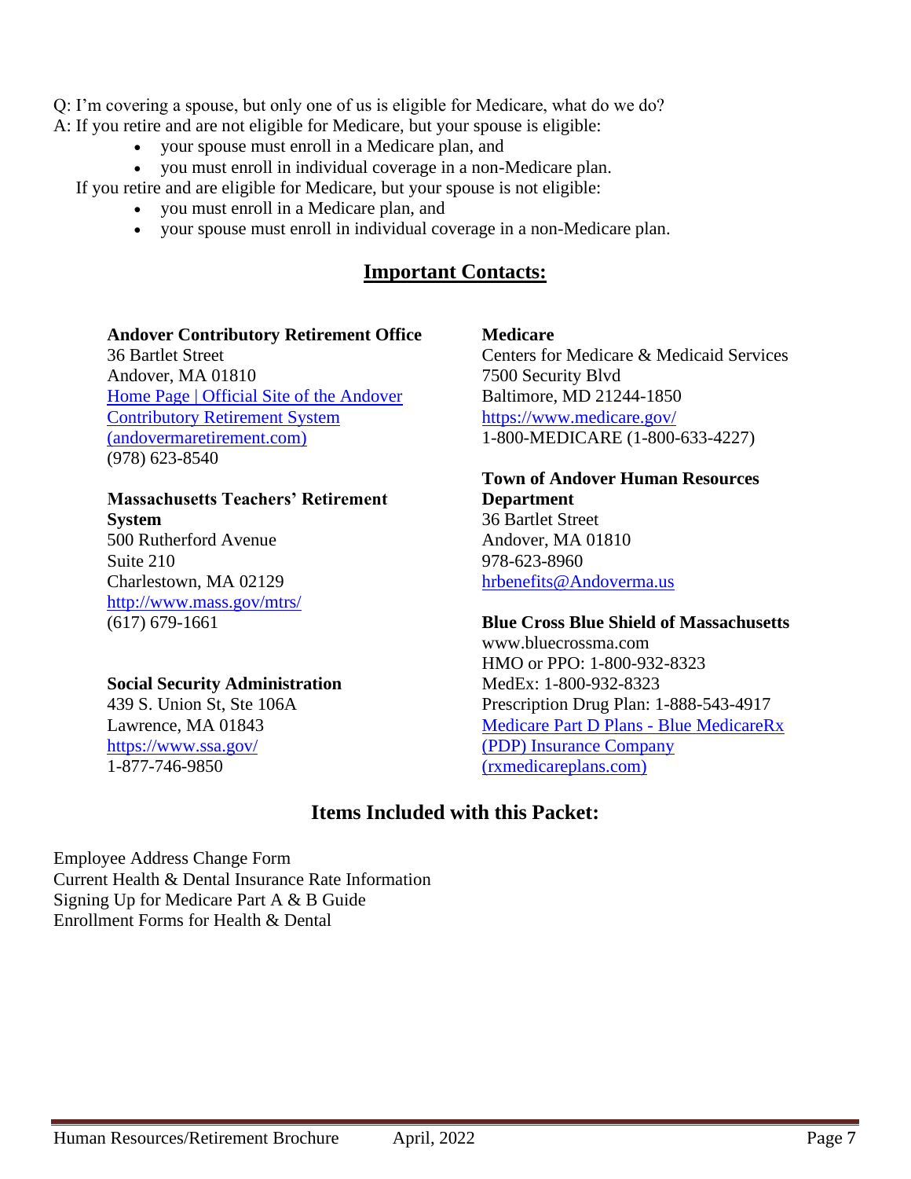Q: I'm covering a spouse, but only one of us is eligible for Medicare, what do we do?

A: If you retire and are not eligible for Medicare, but your spouse is eligible:

- your spouse must enroll in a Medicare plan, and
- you must enroll in individual coverage in a non-Medicare plan.

If you retire and are eligible for Medicare, but your spouse is not eligible:

- you must enroll in a Medicare plan, and
- your spouse must enroll in individual coverage in a non-Medicare plan.

## Important Contacts:

**Andover Contributory Retirement Office**
36 Bartlet Street
Andover, MA 01810
[Home Page | Official Site of the Andover Contributory Retirement System (andovermaretirement.com)]
(978) 623-8540

**Massachusetts Teachers' Retirement System**
500 Rutherford Avenue
Suite 210
Charlestown, MA 02129
http://www.mass.gov/mtrs/
(617) 679-1661

**Social Security Administration**
439 S. Union St, Ste 106A
Lawrence, MA 01843
https://www.ssa.gov/
1-877-746-9850

**Medicare**
Centers for Medicare & Medicaid Services
7500 Security Blvd
Baltimore, MD 21244-1850
https://www.medicare.gov/
1-800-MEDICARE (1-800-633-4227)

**Town of Andover Human Resources Department**
36 Bartlet Street
Andover, MA 01810
978-623-8960
hrbenefits@Andoverma.us

**Blue Cross Blue Shield of Massachusetts**
www.bluecrossma.com
HMO or PPO: 1-800-932-8323
MedEx: 1-800-932-8323
Prescription Drug Plan: 1-888-543-4917
[Medicare Part D Plans - Blue MedicareRx (PDP) Insurance Company (rxmedicareplans.com)]

## Items Included with this Packet:

Employee Address Change Form
Current Health & Dental Insurance Rate Information
Signing Up for Medicare Part A & B Guide
Enrollment Forms for Health & Dental